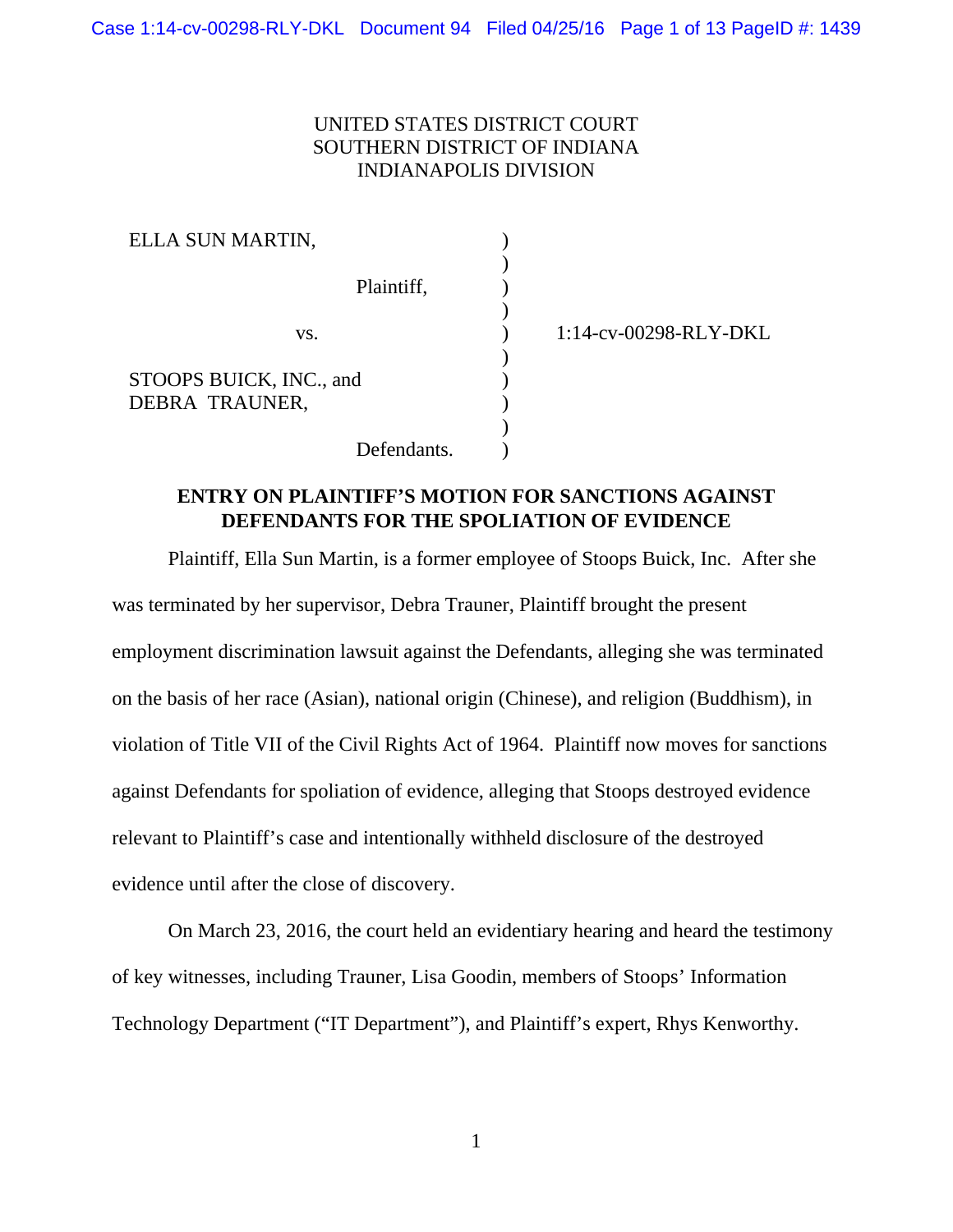UNITED STATES DISTRICT COURT
SOUTHERN DISTRICT OF INDIANA
INDIANAPOLIS DIVISION

| | | |
|---|---|---|
| ELLA SUN MARTIN, | ) | |
| | ) | |
| Plaintiff, | ) | |
| | ) | |
| vs. | ) | 1:14-cv-00298-RLY-DKL |
| | ) | |
| STOOPS BUICK, INC., and DEBRA TRAUNER, | ) | |
| | ) | |
| Defendants. | ) | |

**ENTRY ON PLAINTIFF'S MOTION FOR SANCTIONS AGAINST DEFENDANTS FOR THE SPOLIATION OF EVIDENCE**

Plaintiff, Ella Sun Martin, is a former employee of Stoops Buick, Inc. After she was terminated by her supervisor, Debra Trauner, Plaintiff brought the present employment discrimination lawsuit against the Defendants, alleging she was terminated on the basis of her race (Asian), national origin (Chinese), and religion (Buddhism), in violation of Title VII of the Civil Rights Act of 1964. Plaintiff now moves for sanctions against Defendants for spoliation of evidence, alleging that Stoops destroyed evidence relevant to Plaintiff's case and intentionally withheld disclosure of the destroyed evidence until after the close of discovery.

On March 23, 2016, the court held an evidentiary hearing and heard the testimony of key witnesses, including Trauner, Lisa Goodin, members of Stoops' Information Technology Department ("IT Department"), and Plaintiff's expert, Rhys Kenworthy.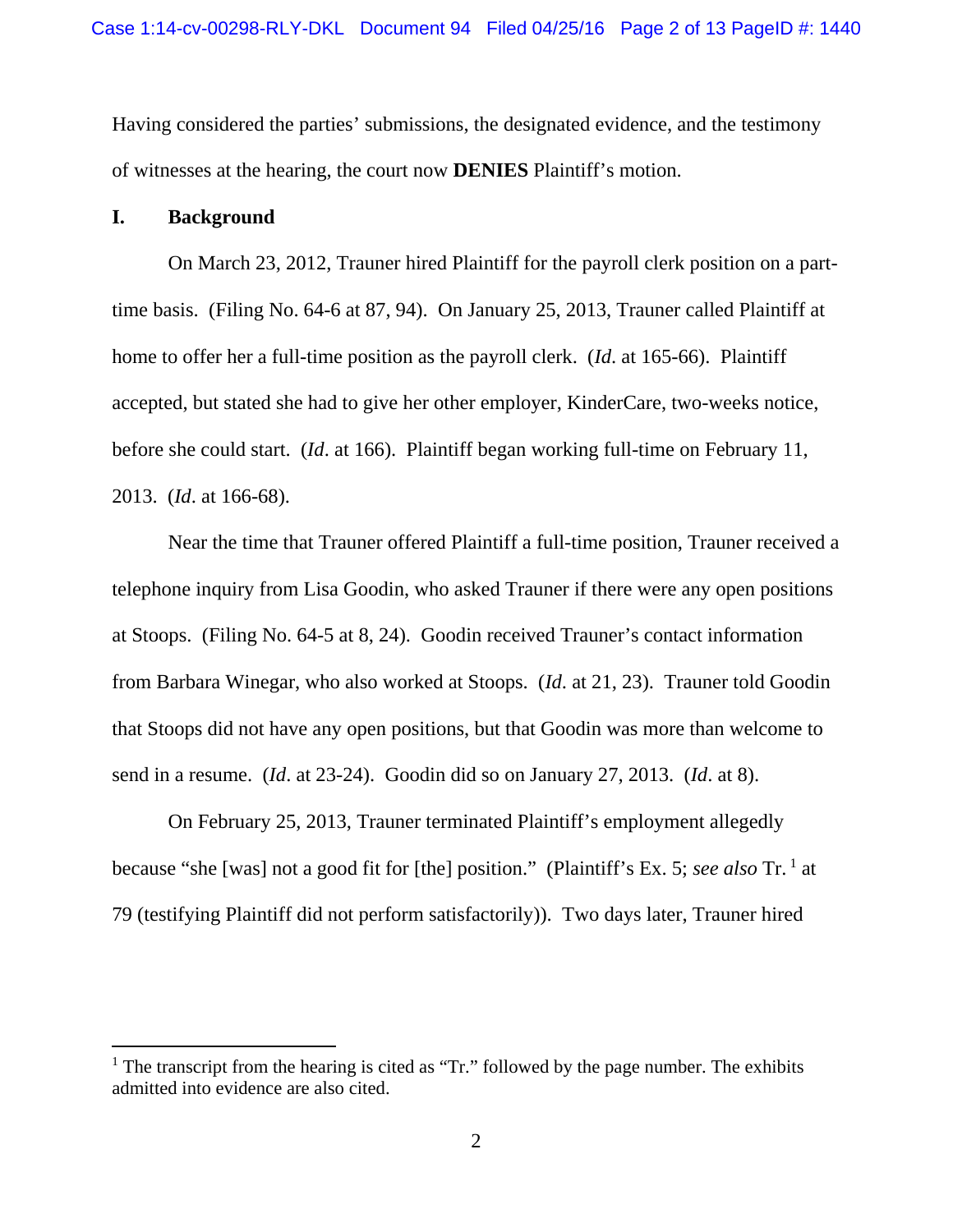Having considered the parties' submissions, the designated evidence, and the testimony of witnesses at the hearing, the court now **DENIES** Plaintiff's motion.

## I. Background

On March 23, 2012, Trauner hired Plaintiff for the payroll clerk position on a part-time basis. (Filing No. 64-6 at 87, 94). On January 25, 2013, Trauner called Plaintiff at home to offer her a full-time position as the payroll clerk. (*Id*. at 165-66). Plaintiff accepted, but stated she had to give her other employer, KinderCare, two-weeks notice, before she could start. (*Id*. at 166). Plaintiff began working full-time on February 11, 2013. (*Id*. at 166-68).

Near the time that Trauner offered Plaintiff a full-time position, Trauner received a telephone inquiry from Lisa Goodin, who asked Trauner if there were any open positions at Stoops. (Filing No. 64-5 at 8, 24). Goodin received Trauner's contact information from Barbara Winegar, who also worked at Stoops. (*Id*. at 21, 23). Trauner told Goodin that Stoops did not have any open positions, but that Goodin was more than welcome to send in a resume. (*Id*. at 23-24). Goodin did so on January 27, 2013. (*Id*. at 8).

On February 25, 2013, Trauner terminated Plaintiff's employment allegedly because "she [was] not a good fit for [the] position." (Plaintiff's Ex. 5; *see also* Tr.[1] at 79 (testifying Plaintiff did not perform satisfactorily)). Two days later, Trauner hired

---

[1] The transcript from the hearing is cited as "Tr." followed by the page number. The exhibits admitted into evidence are also cited.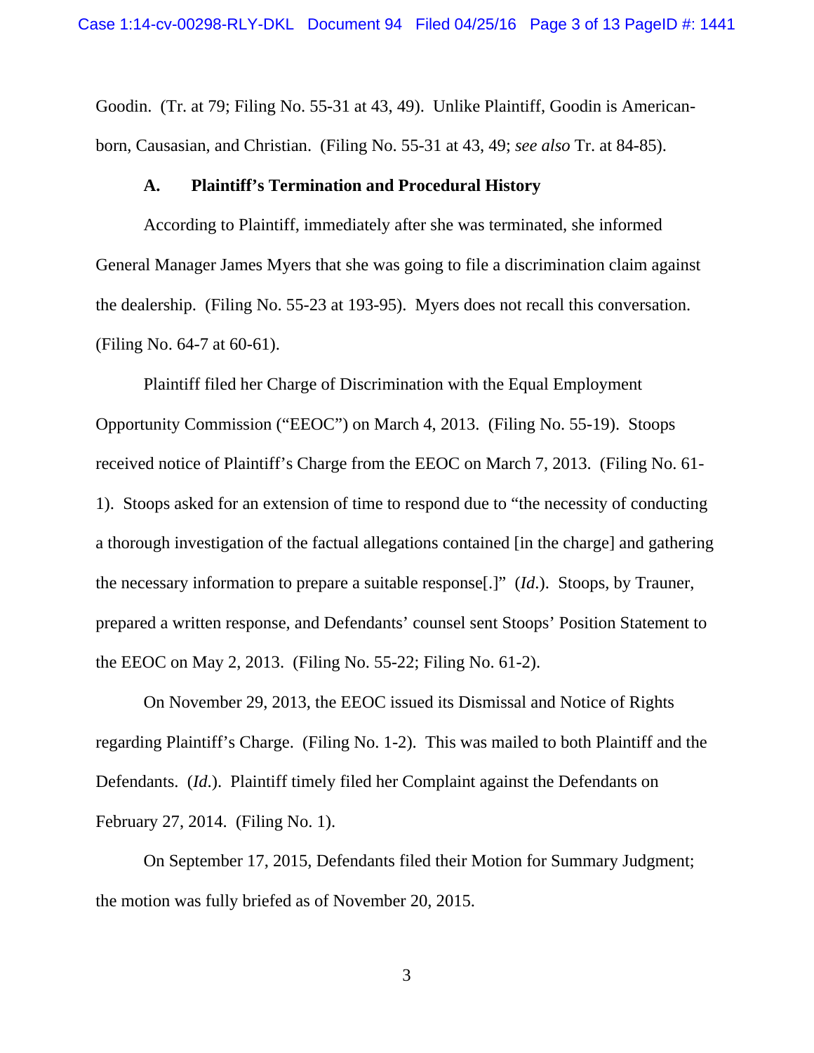Goodin. (Tr. at 79; Filing No. 55-31 at 43, 49). Unlike Plaintiff, Goodin is American-born, Causasian, and Christian. (Filing No. 55-31 at 43, 49; *see also* Tr. at 84-85).

### A. Plaintiff's Termination and Procedural History

According to Plaintiff, immediately after she was terminated, she informed General Manager James Myers that she was going to file a discrimination claim against the dealership. (Filing No. 55-23 at 193-95). Myers does not recall this conversation. (Filing No. 64-7 at 60-61).

Plaintiff filed her Charge of Discrimination with the Equal Employment Opportunity Commission ("EEOC") on March 4, 2013. (Filing No. 55-19). Stoops received notice of Plaintiff's Charge from the EEOC on March 7, 2013. (Filing No. 61-1). Stoops asked for an extension of time to respond due to "the necessity of conducting a thorough investigation of the factual allegations contained [in the charge] and gathering the necessary information to prepare a suitable response[.]" (*Id.*). Stoops, by Trauner, prepared a written response, and Defendants' counsel sent Stoops' Position Statement to the EEOC on May 2, 2013. (Filing No. 55-22; Filing No. 61-2).

On November 29, 2013, the EEOC issued its Dismissal and Notice of Rights regarding Plaintiff's Charge. (Filing No. 1-2). This was mailed to both Plaintiff and the Defendants. (*Id.*). Plaintiff timely filed her Complaint against the Defendants on February 27, 2014. (Filing No. 1).

On September 17, 2015, Defendants filed their Motion for Summary Judgment; the motion was fully briefed as of November 20, 2015.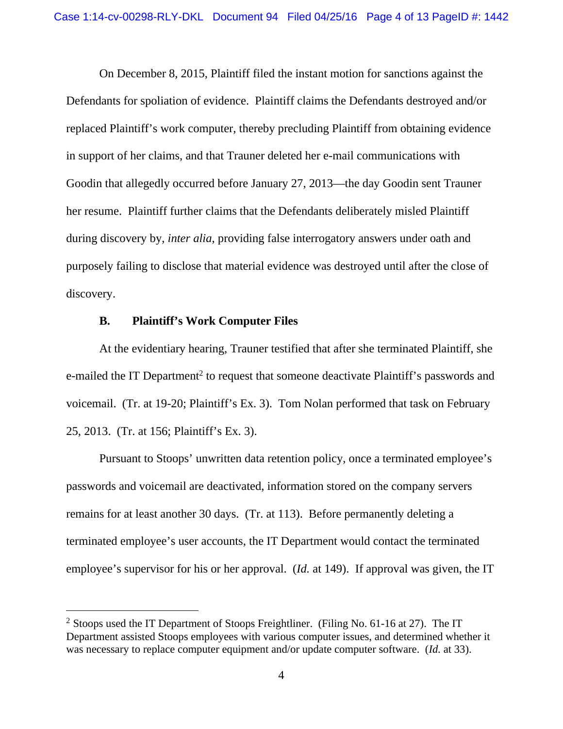On December 8, 2015, Plaintiff filed the instant motion for sanctions against the Defendants for spoliation of evidence. Plaintiff claims the Defendants destroyed and/or replaced Plaintiff's work computer, thereby precluding Plaintiff from obtaining evidence in support of her claims, and that Trauner deleted her e-mail communications with Goodin that allegedly occurred before January 27, 2013—the day Goodin sent Trauner her resume. Plaintiff further claims that the Defendants deliberately misled Plaintiff during discovery by, *inter alia*, providing false interrogatory answers under oath and purposely failing to disclose that material evidence was destroyed until after the close of discovery.

**B. Plaintiff's Work Computer Files**

At the evidentiary hearing, Trauner testified that after she terminated Plaintiff, she e-mailed the IT Department[2] to request that someone deactivate Plaintiff's passwords and voicemail. (Tr. at 19-20; Plaintiff's Ex. 3). Tom Nolan performed that task on February 25, 2013. (Tr. at 156; Plaintiff's Ex. 3).

Pursuant to Stoops' unwritten data retention policy, once a terminated employee's passwords and voicemail are deactivated, information stored on the company servers remains for at least another 30 days. (Tr. at 113). Before permanently deleting a terminated employee's user accounts, the IT Department would contact the terminated employee's supervisor for his or her approval. (*Id.* at 149). If approval was given, the IT

---

[2] Stoops used the IT Department of Stoops Freightliner. (Filing No. 61-16 at 27). The IT Department assisted Stoops employees with various computer issues, and determined whether it was necessary to replace computer equipment and/or update computer software. (*Id.* at 33).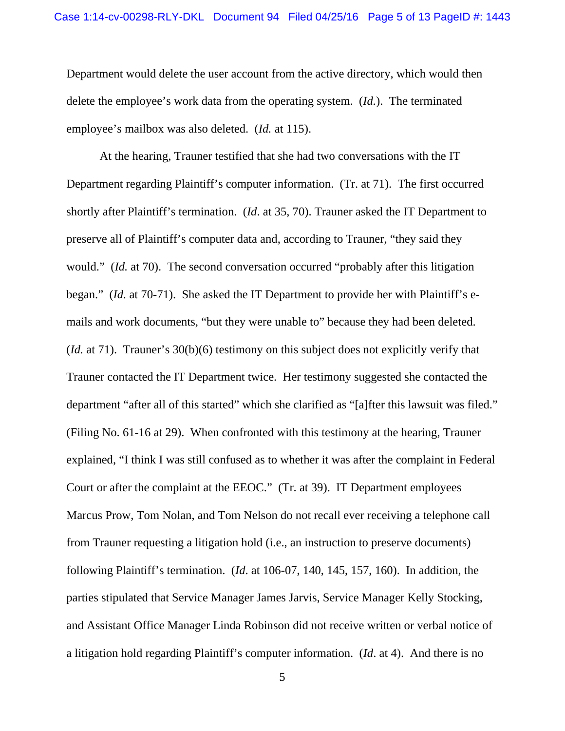Department would delete the user account from the active directory, which would then delete the employee's work data from the operating system. (*Id.*). The terminated employee's mailbox was also deleted. (*Id.* at 115).

At the hearing, Trauner testified that she had two conversations with the IT Department regarding Plaintiff's computer information. (Tr. at 71). The first occurred shortly after Plaintiff's termination. (*Id*. at 35, 70). Trauner asked the IT Department to preserve all of Plaintiff's computer data and, according to Trauner, "they said they would." (*Id.* at 70). The second conversation occurred "probably after this litigation began." (*Id.* at 70-71). She asked the IT Department to provide her with Plaintiff's e-mails and work documents, "but they were unable to" because they had been deleted. (*Id.* at 71). Trauner's 30(b)(6) testimony on this subject does not explicitly verify that Trauner contacted the IT Department twice. Her testimony suggested she contacted the department "after all of this started" which she clarified as "[a]fter this lawsuit was filed." (Filing No. 61-16 at 29). When confronted with this testimony at the hearing, Trauner explained, "I think I was still confused as to whether it was after the complaint in Federal Court or after the complaint at the EEOC." (Tr. at 39). IT Department employees Marcus Prow, Tom Nolan, and Tom Nelson do not recall ever receiving a telephone call from Trauner requesting a litigation hold (i.e., an instruction to preserve documents) following Plaintiff's termination. (*Id*. at 106-07, 140, 145, 157, 160). In addition, the parties stipulated that Service Manager James Jarvis, Service Manager Kelly Stocking, and Assistant Office Manager Linda Robinson did not receive written or verbal notice of a litigation hold regarding Plaintiff's computer information. (*Id*. at 4). And there is no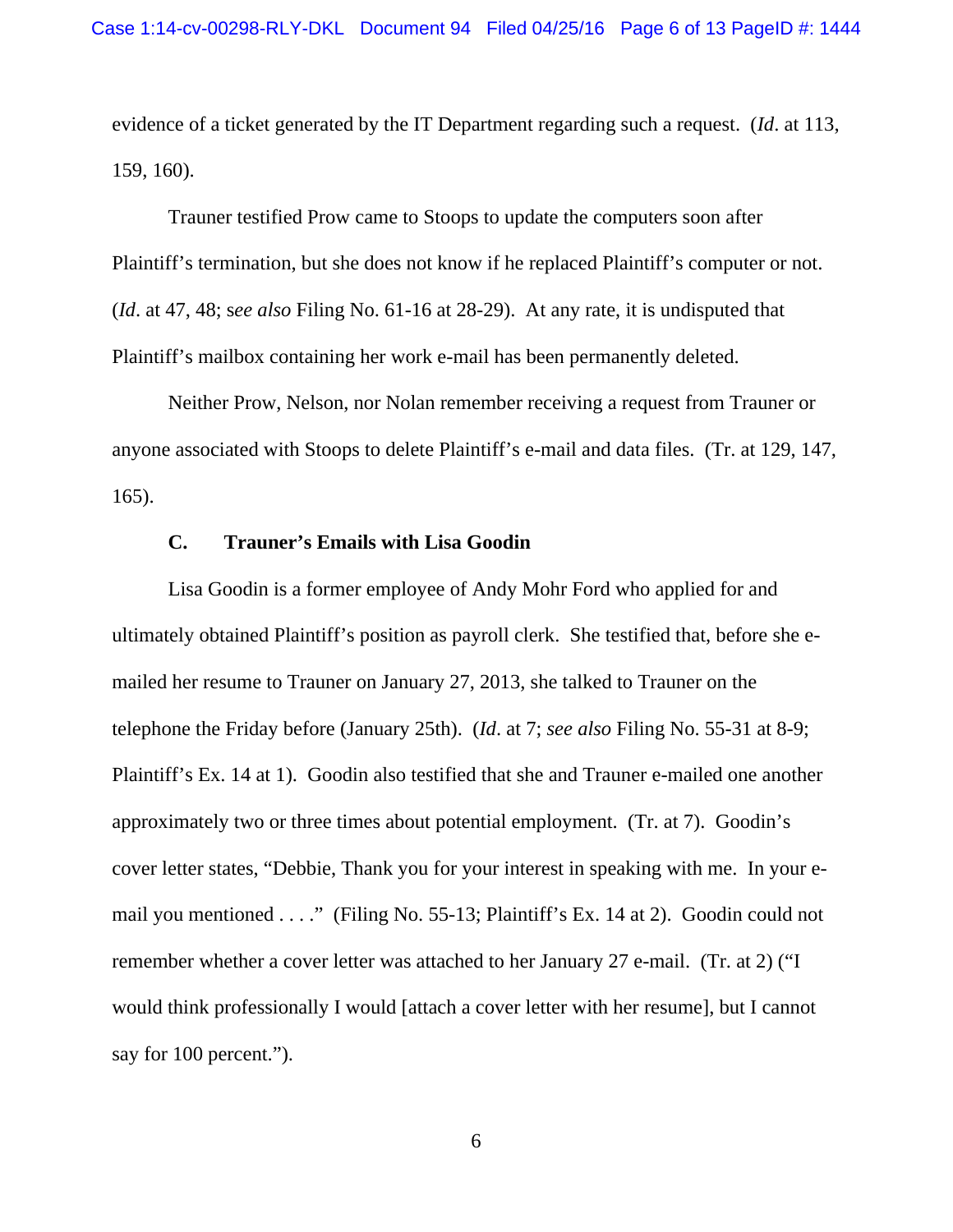evidence of a ticket generated by the IT Department regarding such a request. (*Id*. at 113, 159, 160).

Trauner testified Prow came to Stoops to update the computers soon after Plaintiff's termination, but she does not know if he replaced Plaintiff's computer or not. (*Id*. at 47, 48; s*ee also* Filing No. 61-16 at 28-29). At any rate, it is undisputed that Plaintiff's mailbox containing her work e-mail has been permanently deleted.

Neither Prow, Nelson, nor Nolan remember receiving a request from Trauner or anyone associated with Stoops to delete Plaintiff's e-mail and data files. (Tr. at 129, 147, 165).

### C. Trauner's Emails with Lisa Goodin

Lisa Goodin is a former employee of Andy Mohr Ford who applied for and ultimately obtained Plaintiff's position as payroll clerk. She testified that, before she e-mailed her resume to Trauner on January 27, 2013, she talked to Trauner on the telephone the Friday before (January 25th). (*Id*. at 7; *see also* Filing No. 55-31 at 8-9; Plaintiff's Ex. 14 at 1). Goodin also testified that she and Trauner e-mailed one another approximately two or three times about potential employment. (Tr. at 7). Goodin's cover letter states, "Debbie, Thank you for your interest in speaking with me. In your e-mail you mentioned . . . ." (Filing No. 55-13; Plaintiff's Ex. 14 at 2). Goodin could not remember whether a cover letter was attached to her January 27 e-mail. (Tr. at 2) ("I would think professionally I would [attach a cover letter with her resume], but I cannot say for 100 percent.").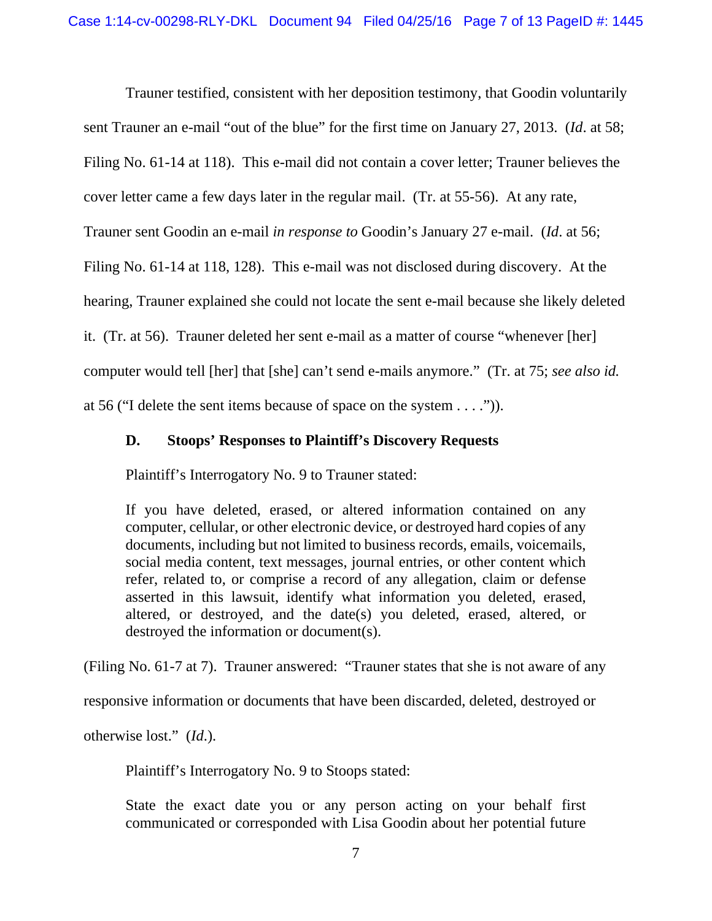Trauner testified, consistent with her deposition testimony, that Goodin voluntarily sent Trauner an e-mail "out of the blue" for the first time on January 27, 2013. (*Id*. at 58; Filing No. 61-14 at 118). This e-mail did not contain a cover letter; Trauner believes the cover letter came a few days later in the regular mail. (Tr. at 55-56). At any rate, Trauner sent Goodin an e-mail *in response to* Goodin's January 27 e-mail. (*Id*. at 56; Filing No. 61-14 at 118, 128). This e-mail was not disclosed during discovery. At the hearing, Trauner explained she could not locate the sent e-mail because she likely deleted it. (Tr. at 56). Trauner deleted her sent e-mail as a matter of course "whenever [her] computer would tell [her] that [she] can't send e-mails anymore." (Tr. at 75; *see also id.* at 56 ("I delete the sent items because of space on the system . . . .")).

### D. Stoops' Responses to Plaintiff's Discovery Requests

Plaintiff's Interrogatory No. 9 to Trauner stated:

> If you have deleted, erased, or altered information contained on any computer, cellular, or other electronic device, or destroyed hard copies of any documents, including but not limited to business records, emails, voicemails, social media content, text messages, journal entries, or other content which refer, related to, or comprise a record of any allegation, claim or defense asserted in this lawsuit, identify what information you deleted, erased, altered, or destroyed, and the date(s) you deleted, erased, altered, or destroyed the information or document(s).

(Filing No. 61-7 at 7). Trauner answered: "Trauner states that she is not aware of any responsive information or documents that have been discarded, deleted, destroyed or otherwise lost." (*Id*.).

Plaintiff's Interrogatory No. 9 to Stoops stated:

> State the exact date you or any person acting on your behalf first communicated or corresponded with Lisa Goodin about her potential future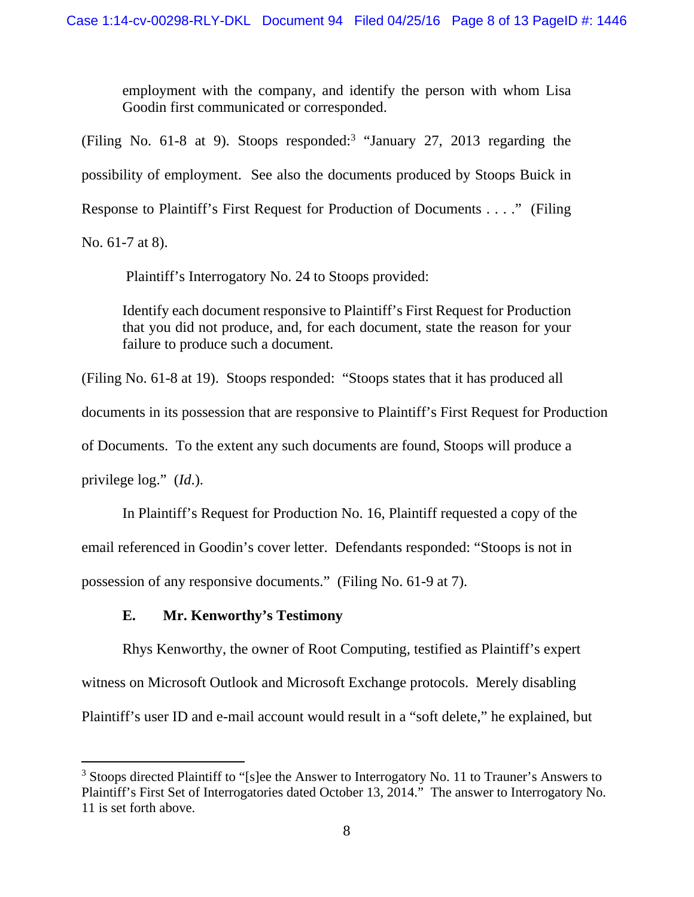> employment with the company, and identify the person with whom Lisa Goodin first communicated or corresponded.

(Filing No. 61-8 at 9). Stoops responded:[3] "January 27, 2013 regarding the possibility of employment. See also the documents produced by Stoops Buick in Response to Plaintiff's First Request for Production of Documents . . . ." (Filing No. 61-7 at 8).

Plaintiff's Interrogatory No. 24 to Stoops provided:

> Identify each document responsive to Plaintiff's First Request for Production that you did not produce, and, for each document, state the reason for your failure to produce such a document.

(Filing No. 61-8 at 19). Stoops responded: "Stoops states that it has produced all documents in its possession that are responsive to Plaintiff's First Request for Production of Documents. To the extent any such documents are found, Stoops will produce a privilege log." (*Id.*).

In Plaintiff's Request for Production No. 16, Plaintiff requested a copy of the email referenced in Goodin's cover letter. Defendants responded: "Stoops is not in possession of any responsive documents." (Filing No. 61-9 at 7).

### E. Mr. Kenworthy's Testimony

Rhys Kenworthy, the owner of Root Computing, testified as Plaintiff's expert witness on Microsoft Outlook and Microsoft Exchange protocols. Merely disabling Plaintiff's user ID and e-mail account would result in a "soft delete," he explained, but

---

[3] Stoops directed Plaintiff to "[s]ee the Answer to Interrogatory No. 11 to Trauner's Answers to Plaintiff's First Set of Interrogatories dated October 13, 2014." The answer to Interrogatory No. 11 is set forth above.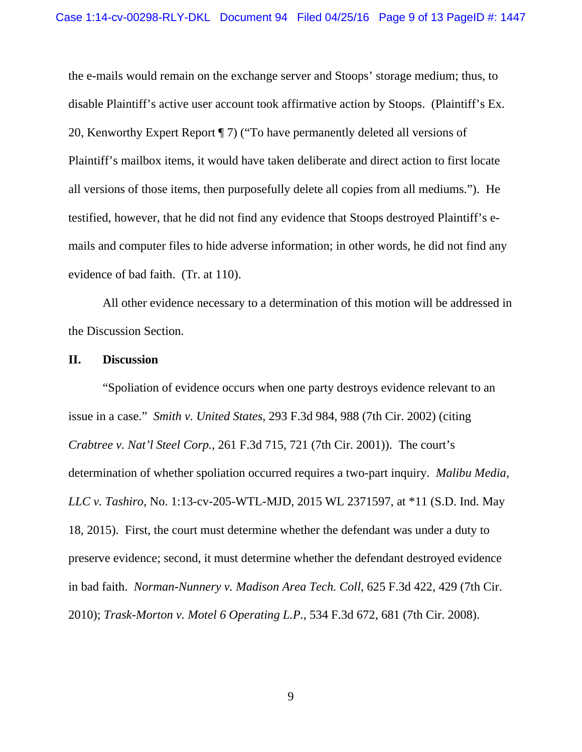the e-mails would remain on the exchange server and Stoops' storage medium; thus, to disable Plaintiff's active user account took affirmative action by Stoops. (Plaintiff's Ex. 20, Kenworthy Expert Report ¶ 7) ("To have permanently deleted all versions of Plaintiff's mailbox items, it would have taken deliberate and direct action to first locate all versions of those items, then purposefully delete all copies from all mediums."). He testified, however, that he did not find any evidence that Stoops destroyed Plaintiff's e-mails and computer files to hide adverse information; in other words, he did not find any evidence of bad faith. (Tr. at 110).

All other evidence necessary to a determination of this motion will be addressed in the Discussion Section.

## II. Discussion

"Spoliation of evidence occurs when one party destroys evidence relevant to an issue in a case." *Smith v. United States*, 293 F.3d 984, 988 (7th Cir. 2002) (citing *Crabtree v. Nat'l Steel Corp.*, 261 F.3d 715, 721 (7th Cir. 2001)). The court's determination of whether spoliation occurred requires a two-part inquiry. *Malibu Media, LLC v. Tashiro,* No. 1:13-cv-205-WTL-MJD, 2015 WL 2371597, at *11 (S.D. Ind. May 18, 2015). First, the court must determine whether the defendant was under a duty to preserve evidence; second, it must determine whether the defendant destroyed evidence in bad faith. *Norman-Nunnery v. Madison Area Tech. Coll*, 625 F.3d 422, 429 (7th Cir. 2010); *Trask-Morton v. Motel 6 Operating L.P.*, 534 F.3d 672, 681 (7th Cir. 2008).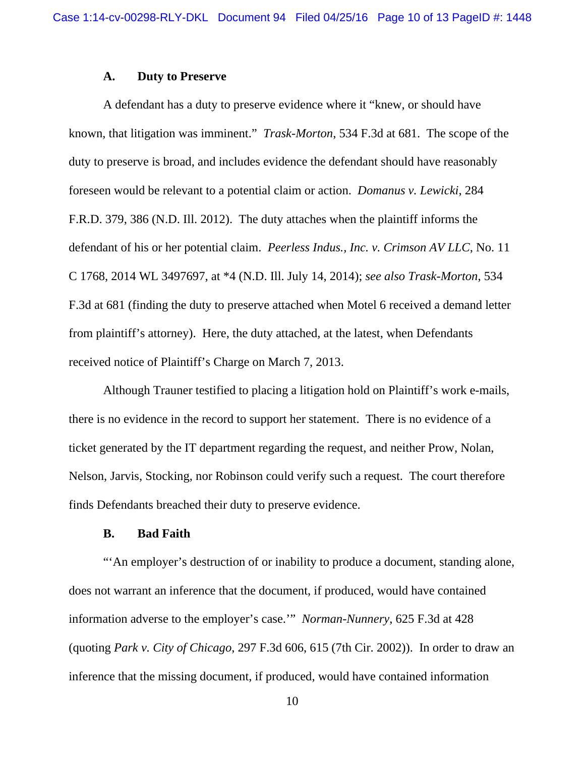### A. Duty to Preserve

A defendant has a duty to preserve evidence where it "knew, or should have known, that litigation was imminent." *Trask-Morton*, 534 F.3d at 681. The scope of the duty to preserve is broad, and includes evidence the defendant should have reasonably foreseen would be relevant to a potential claim or action. *Domanus v. Lewicki*, 284 F.R.D. 379, 386 (N.D. Ill. 2012). The duty attaches when the plaintiff informs the defendant of his or her potential claim. *Peerless Indus., Inc. v. Crimson AV LLC*, No. 11 C 1768, 2014 WL 3497697, at *4 (N.D. Ill. July 14, 2014); *see also Trask-Morton*, 534 F.3d at 681 (finding the duty to preserve attached when Motel 6 received a demand letter from plaintiff's attorney). Here, the duty attached, at the latest, when Defendants received notice of Plaintiff's Charge on March 7, 2013.

Although Trauner testified to placing a litigation hold on Plaintiff's work e-mails, there is no evidence in the record to support her statement. There is no evidence of a ticket generated by the IT department regarding the request, and neither Prow, Nolan, Nelson, Jarvis, Stocking, nor Robinson could verify such a request. The court therefore finds Defendants breached their duty to preserve evidence.

### B. Bad Faith

"'An employer's destruction of or inability to produce a document, standing alone, does not warrant an inference that the document, if produced, would have contained information adverse to the employer's case.'" *Norman-Nunnery*, 625 F.3d at 428 (quoting *Park v. City of Chicago*, 297 F.3d 606, 615 (7th Cir. 2002)). In order to draw an inference that the missing document, if produced, would have contained information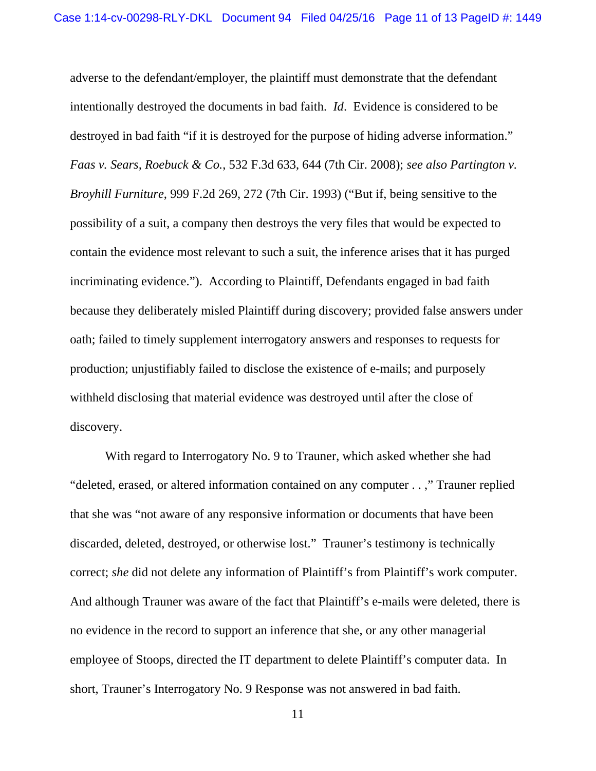adverse to the defendant/employer, the plaintiff must demonstrate that the defendant intentionally destroyed the documents in bad faith. *Id*. Evidence is considered to be destroyed in bad faith "if it is destroyed for the purpose of hiding adverse information." *Faas v. Sears, Roebuck & Co.*, 532 F.3d 633, 644 (7th Cir. 2008); *see also Partington v. Broyhill Furniture*, 999 F.2d 269, 272 (7th Cir. 1993) ("But if, being sensitive to the possibility of a suit, a company then destroys the very files that would be expected to contain the evidence most relevant to such a suit, the inference arises that it has purged incriminating evidence."). According to Plaintiff, Defendants engaged in bad faith because they deliberately misled Plaintiff during discovery; provided false answers under oath; failed to timely supplement interrogatory answers and responses to requests for production; unjustifiably failed to disclose the existence of e-mails; and purposely withheld disclosing that material evidence was destroyed until after the close of discovery.

With regard to Interrogatory No. 9 to Trauner, which asked whether she had "deleted, erased, or altered information contained on any computer . . ," Trauner replied that she was "not aware of any responsive information or documents that have been discarded, deleted, destroyed, or otherwise lost." Trauner's testimony is technically correct; *she* did not delete any information of Plaintiff's from Plaintiff's work computer. And although Trauner was aware of the fact that Plaintiff's e-mails were deleted, there is no evidence in the record to support an inference that she, or any other managerial employee of Stoops, directed the IT department to delete Plaintiff's computer data. In short, Trauner's Interrogatory No. 9 Response was not answered in bad faith.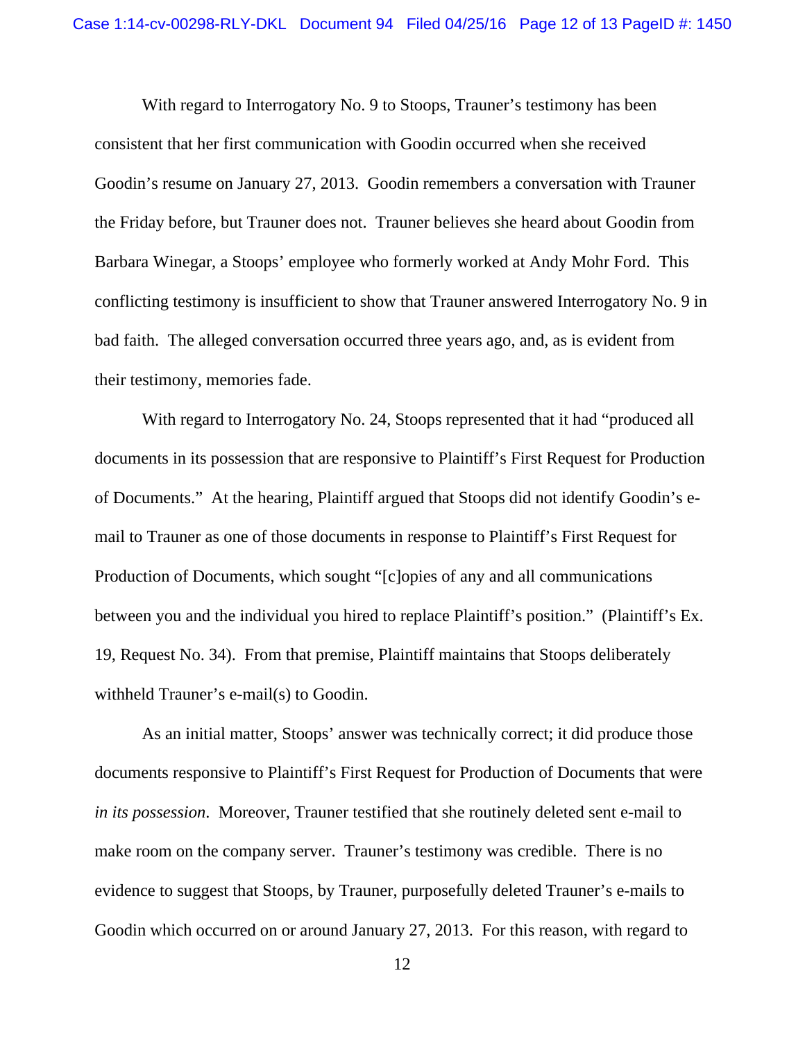With regard to Interrogatory No. 9 to Stoops, Trauner's testimony has been consistent that her first communication with Goodin occurred when she received Goodin's resume on January 27, 2013. Goodin remembers a conversation with Trauner the Friday before, but Trauner does not. Trauner believes she heard about Goodin from Barbara Winegar, a Stoops' employee who formerly worked at Andy Mohr Ford. This conflicting testimony is insufficient to show that Trauner answered Interrogatory No. 9 in bad faith. The alleged conversation occurred three years ago, and, as is evident from their testimony, memories fade.

With regard to Interrogatory No. 24, Stoops represented that it had "produced all documents in its possession that are responsive to Plaintiff's First Request for Production of Documents." At the hearing, Plaintiff argued that Stoops did not identify Goodin's e-mail to Trauner as one of those documents in response to Plaintiff's First Request for Production of Documents, which sought "[c]opies of any and all communications between you and the individual you hired to replace Plaintiff's position." (Plaintiff's Ex. 19, Request No. 34). From that premise, Plaintiff maintains that Stoops deliberately withheld Trauner's e-mail(s) to Goodin.

As an initial matter, Stoops' answer was technically correct; it did produce those documents responsive to Plaintiff's First Request for Production of Documents that were *in its possession*. Moreover, Trauner testified that she routinely deleted sent e-mail to make room on the company server. Trauner's testimony was credible. There is no evidence to suggest that Stoops, by Trauner, purposefully deleted Trauner's e-mails to Goodin which occurred on or around January 27, 2013. For this reason, with regard to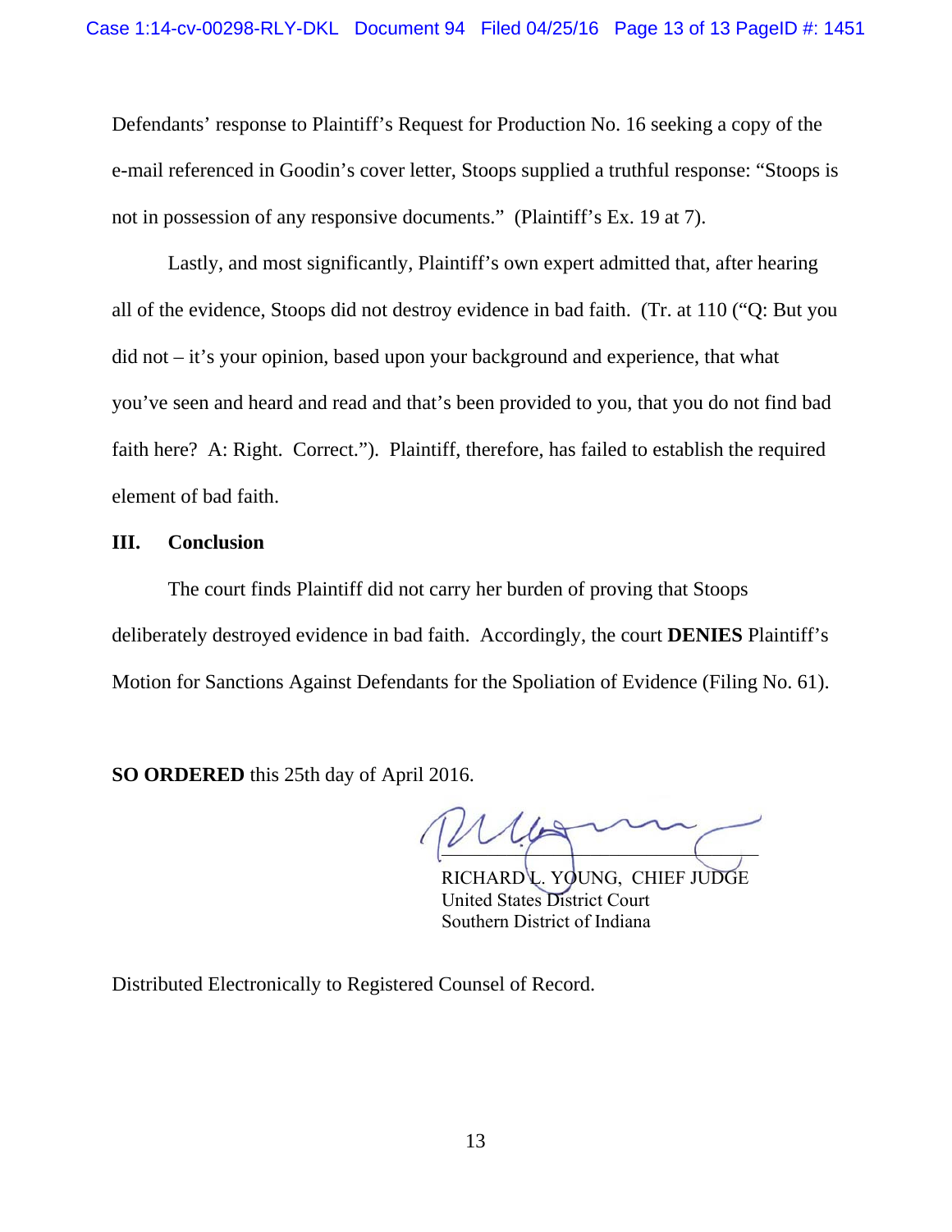Defendants' response to Plaintiff's Request for Production No. 16 seeking a copy of the e-mail referenced in Goodin's cover letter, Stoops supplied a truthful response: "Stoops is not in possession of any responsive documents." (Plaintiff's Ex. 19 at 7).

Lastly, and most significantly, Plaintiff's own expert admitted that, after hearing all of the evidence, Stoops did not destroy evidence in bad faith. (Tr. at 110 ("Q: But you did not – it's your opinion, based upon your background and experience, that what you've seen and heard and read and that's been provided to you, that you do not find bad faith here? A: Right. Correct."). Plaintiff, therefore, has failed to establish the required element of bad faith.

## III. Conclusion

The court finds Plaintiff did not carry her burden of proving that Stoops deliberately destroyed evidence in bad faith. Accordingly, the court **DENIES** Plaintiff's Motion for Sanctions Against Defendants for the Spoliation of Evidence (Filing No. 61).

**SO ORDERED** this 25th day of April 2016.

RICHARD L. YOUNG, CHIEF JUDGE
United States District Court
Southern District of Indiana

Distributed Electronically to Registered Counsel of Record.